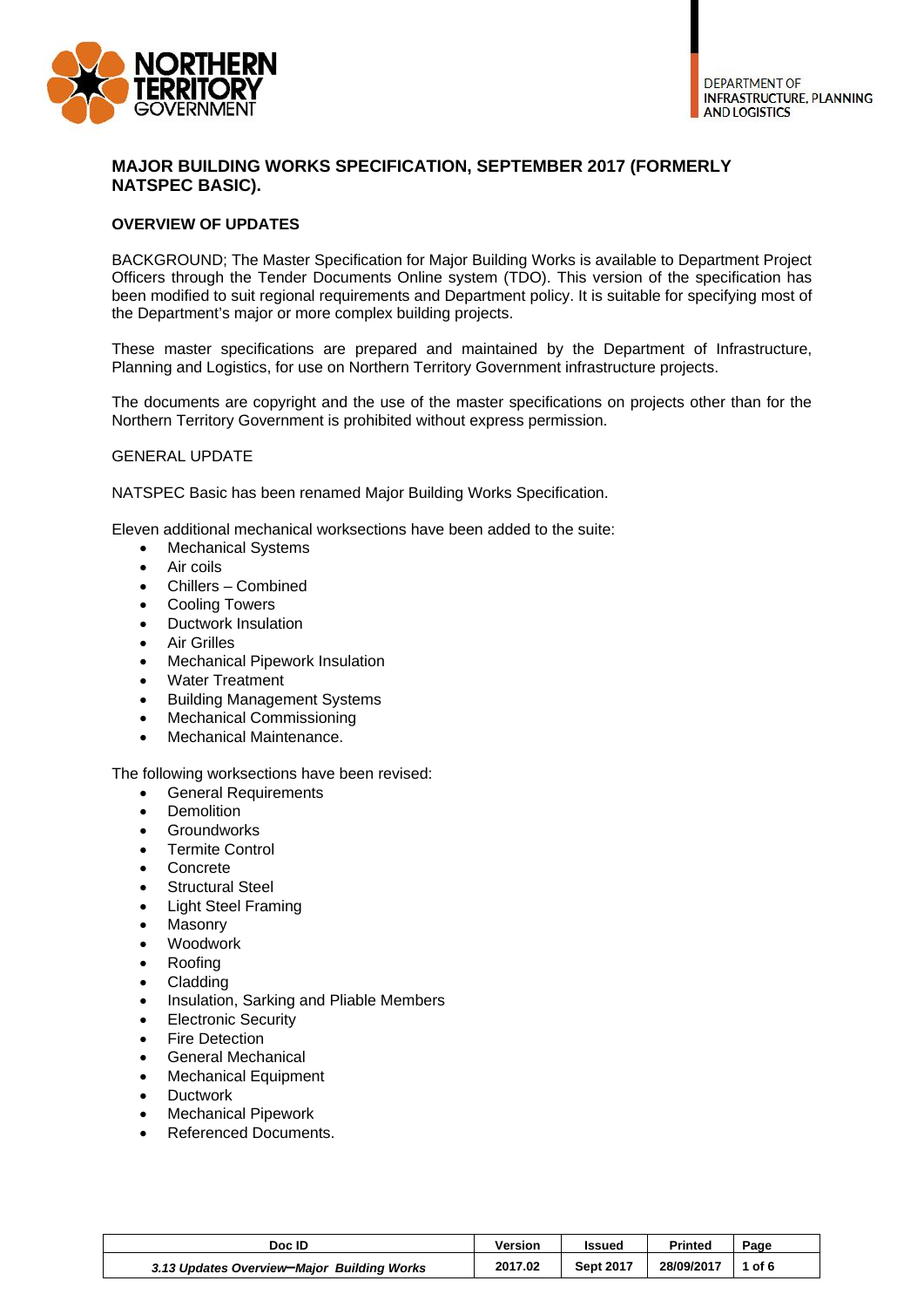NORTHERN TERRITORY GOVERNMENT

DEPARTMENT OF INFRASTRUCTURE, PLANNING AND LOGISTICS

## MAJOR BUILDING WORKS SPECIFICATION, SEPTEMBER 2017 (FORMERLY NATSPEC BASIC).

### OVERVIEW OF UPDATES

BACKGROUND; The Master Specification for Major Building Works is available to Department Project Officers through the Tender Documents Online system (TDO). This version of the specification has been modified to suit regional requirements and Department policy. It is suitable for specifying most of the Department's major or more complex building projects.

These master specifications are prepared and maintained by the Department of Infrastructure, Planning and Logistics, for use on Northern Territory Government infrastructure projects.

The documents are copyright and the use of the master specifications on projects other than for the Northern Territory Government is prohibited without express permission.

GENERAL UPDATE

NATSPEC Basic has been renamed Major Building Works Specification.

Eleven additional mechanical worksections have been added to the suite:

- Mechanical Systems
- Air coils
- Chillers – Combined
- Cooling Towers
- Ductwork Insulation
- Air Grilles
- Mechanical Pipework Insulation
- Water Treatment
- Building Management Systems
- Mechanical Commissioning
- Mechanical Maintenance.

The following worksections have been revised:

- General Requirements
- Demolition
- Groundworks
- Termite Control
- Concrete
- Structural Steel
- Light Steel Framing
- Masonry
- Woodwork
- Roofing
- Cladding
- Insulation, Sarking and Pliable Members
- Electronic Security
- Fire Detection
- General Mechanical
- Mechanical Equipment
- Ductwork
- Mechanical Pipework
- Referenced Documents.

| Doc ID | Version | Issued | Printed |
|---|---|---|---|
| *3.13 Updates Overview–Major Building Works* | 2017.02 | Sept 2017 | 28/09/2017 |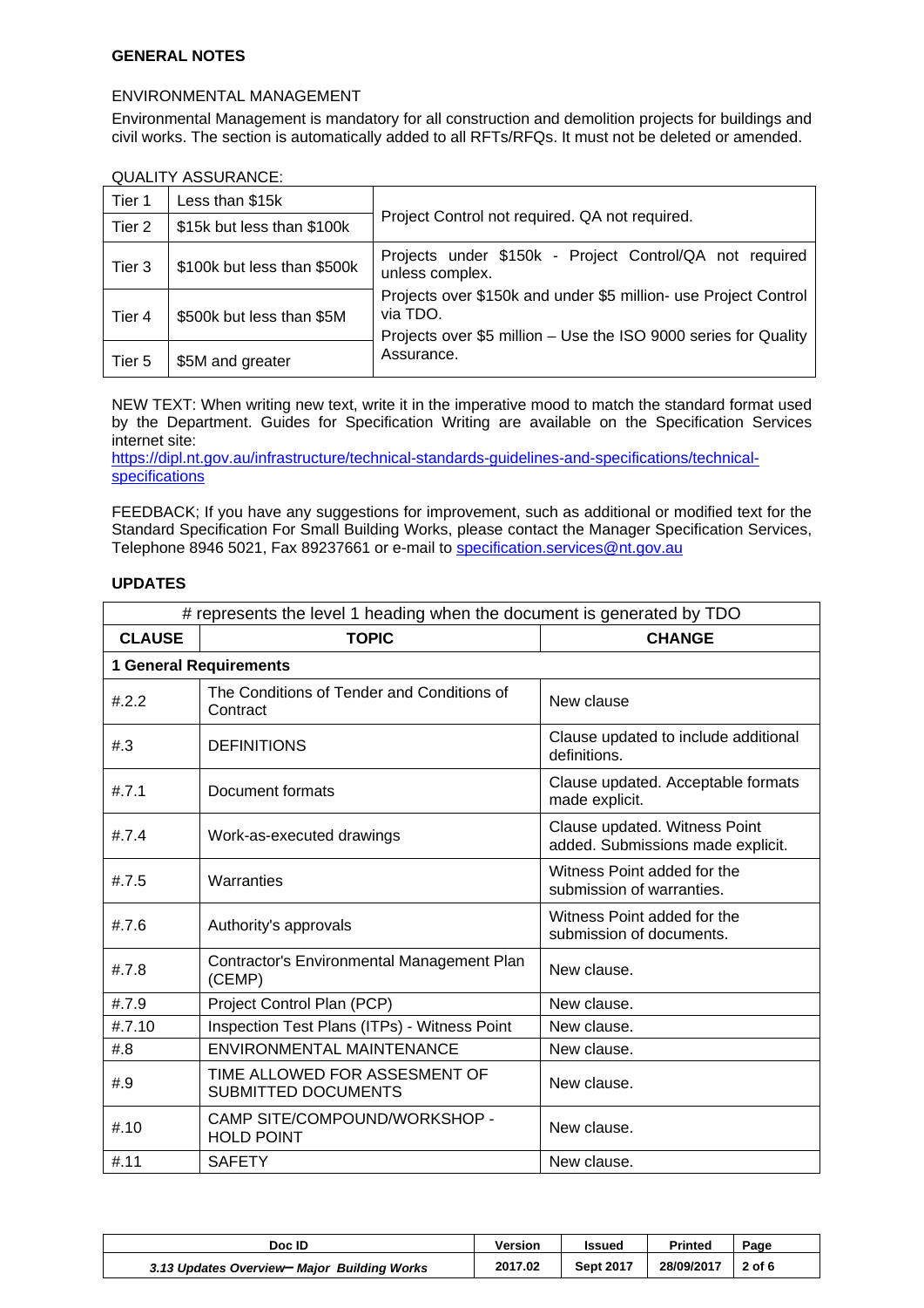**GENERAL NOTES**

ENVIRONMENTAL MANAGEMENT

Environmental Management is mandatory for all construction and demolition projects for buildings and civil works. The section is automatically added to all RFTs/RFQs. It must not be deleted or amended.

QUALITY ASSURANCE:

| | | |
|---|---|---|
| Tier 1 | Less than $15k | Project Control not required. QA not required. |
| Tier 2 | $15k but less than $100k | |
| Tier 3 | $100k but less than $500k | Projects under $150k - Project Control/QA not required unless complex. |
| Tier 4 | $500k but less than $5M | Projects over $150k and under $5 million- use Project Control via TDO. Projects over $5 million – Use the ISO 9000 series for Quality Assurance. |
| Tier 5 | $5M and greater | |

NEW TEXT: When writing new text, write it in the imperative mood to match the standard format used by the Department. Guides for Specification Writing are available on the Specification Services internet site:
https://dipl.nt.gov.au/infrastructure/technical-standards-guidelines-and-specifications/technical-specifications

FEEDBACK; If you have any suggestions for improvement, such as additional or modified text for the Standard Specification For Small Building Works, please contact the Manager Specification Services, Telephone 8946 5021, Fax 89237661 or e-mail to specification.services@nt.gov.au

**UPDATES**

| # represents the level 1 heading when the document is generated by TDO | | |
|---|---|---|
| **CLAUSE** | **TOPIC** | **CHANGE** |
| **1 General Requirements** | | |
| #.2.2 | The Conditions of Tender and Conditions of Contract | New clause |
| #.3 | DEFINITIONS | Clause updated to include additional definitions. |
| #.7.1 | Document formats | Clause updated. Acceptable formats made explicit. |
| #.7.4 | Work-as-executed drawings | Clause updated. Witness Point added. Submissions made explicit. |
| #.7.5 | Warranties | Witness Point added for the submission of warranties. |
| #.7.6 | Authority's approvals | Witness Point added for the submission of documents. |
| #.7.8 | Contractor's Environmental Management Plan (CEMP) | New clause. |
| #.7.9 | Project Control Plan (PCP) | New clause. |
| #.7.10 | Inspection Test Plans (ITPs) - Witness Point | New clause. |
| #.8 | ENVIRONMENTAL MAINTENANCE | New clause. |
| #.9 | TIME ALLOWED FOR ASSESMENT OF SUBMITTED DOCUMENTS | New clause. |
| #.10 | CAMP SITE/COMPOUND/WORKSHOP - HOLD POINT | New clause. |
| #.11 | SAFETY | New clause. |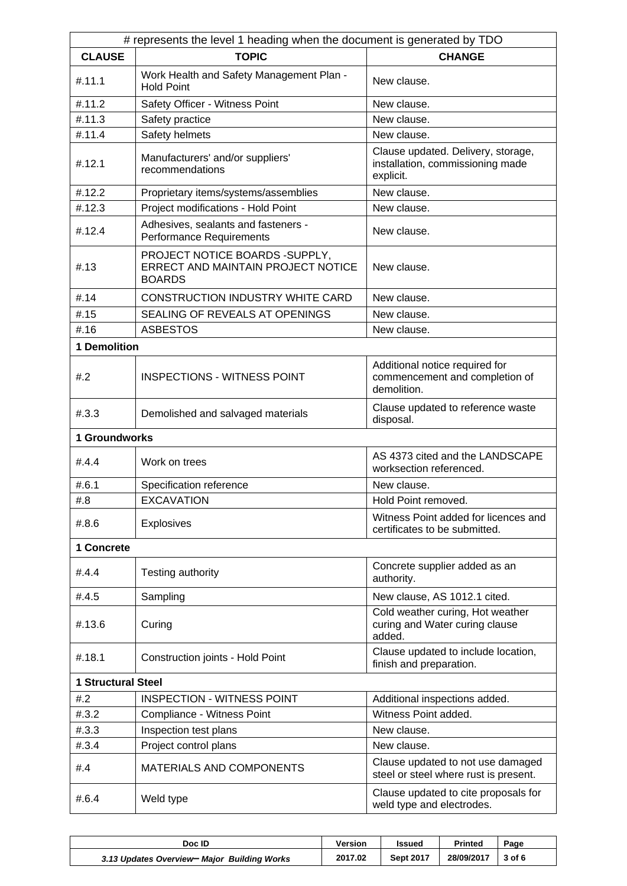| # represents the level 1 heading when the document is generated by TDO | | |
|---|---|---|
| **CLAUSE** | **TOPIC** | **CHANGE** |
| #.11.1 | Work Health and Safety Management Plan - Hold Point | New clause. |
| #.11.2 | Safety Officer - Witness Point | New clause. |
| #.11.3 | Safety practice | New clause. |
| #.11.4 | Safety helmets | New clause. |
| #.12.1 | Manufacturers' and/or suppliers' recommendations | Clause updated. Delivery, storage, installation, commissioning made explicit. |
| #.12.2 | Proprietary items/systems/assemblies | New clause. |
| #.12.3 | Project modifications - Hold Point | New clause. |
| #.12.4 | Adhesives, sealants and fasteners - Performance Requirements | New clause. |
| #.13 | PROJECT NOTICE BOARDS -SUPPLY, ERRECT AND MAINTAIN PROJECT NOTICE BOARDS | New clause. |
| #.14 | CONSTRUCTION INDUSTRY WHITE CARD | New clause. |
| #.15 | SEALING OF REVEALS AT OPENINGS | New clause. |
| #.16 | ASBESTOS | New clause. |
| **1 Demolition** | | |
| #.2 | INSPECTIONS - WITNESS POINT | Additional notice required for commencement and completion of demolition. |
| #.3.3 | Demolished and salvaged materials | Clause updated to reference waste disposal. |
| **1 Groundworks** | | |
| #.4.4 | Work on trees | AS 4373 cited and the LANDSCAPE worksection referenced. |
| #.6.1 | Specification reference | New clause. |
| #.8 | EXCAVATION | Hold Point removed. |
| #.8.6 | Explosives | Witness Point added for licences and certificates to be submitted. |
| **1 Concrete** | | |
| #.4.4 | Testing authority | Concrete supplier added as an authority. |
| #.4.5 | Sampling | New clause, AS 1012.1 cited. |
| #.13.6 | Curing | Cold weather curing, Hot weather curing and Water curing clause added. |
| #.18.1 | Construction joints - Hold Point | Clause updated to include location, finish and preparation. |
| **1 Structural Steel** | | |
| #.2 | INSPECTION - WITNESS POINT | Additional inspections added. |
| #.3.2 | Compliance - Witness Point | Witness Point added. |
| #.3.3 | Inspection test plans | New clause. |
| #.3.4 | Project control plans | New clause. |
| #.4 | MATERIALS AND COMPONENTS | Clause updated to not use damaged steel or steel where rust is present. |
| #.6.4 | Weld type | Clause updated to cite proposals for weld type and electrodes. |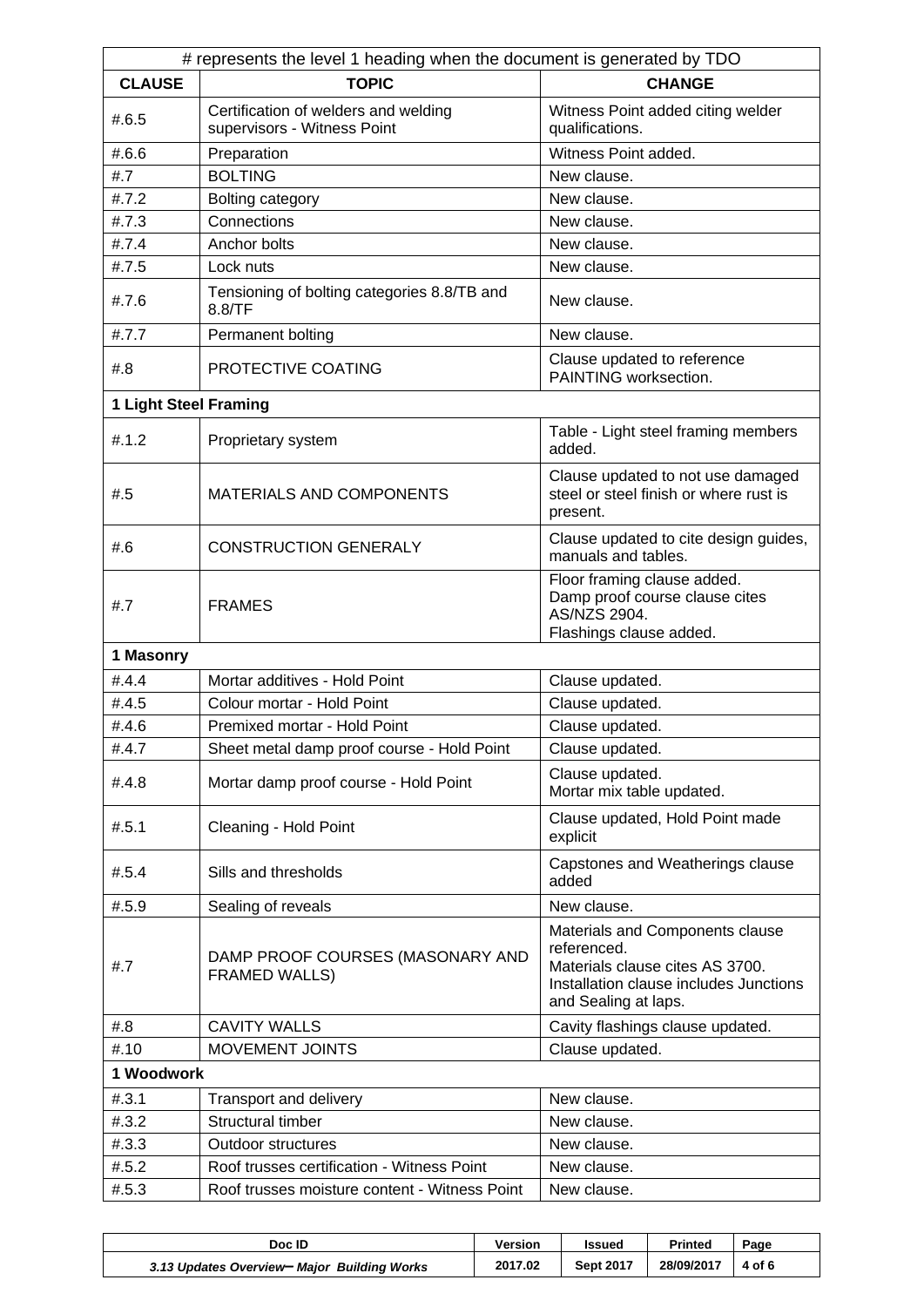| # represents the level 1 heading when the document is generated by TDO | | |
|---|---|---|
| **CLAUSE** | **TOPIC** | **CHANGE** |
| #.6.5 | Certification of welders and welding supervisors - Witness Point | Witness Point added citing welder qualifications. |
| #.6.6 | Preparation | Witness Point added. |
| #.7 | BOLTING | New clause. |
| #.7.2 | Bolting category | New clause. |
| #.7.3 | Connections | New clause. |
| #.7.4 | Anchor bolts | New clause. |
| #.7.5 | Lock nuts | New clause. |
| #.7.6 | Tensioning of bolting categories 8.8/TB and 8.8/TF | New clause. |
| #.7.7 | Permanent bolting | New clause. |
| #.8 | PROTECTIVE COATING | Clause updated to reference PAINTING worksection. |
| **1 Light Steel Framing** | | |
| #.1.2 | Proprietary system | Table - Light steel framing members added. |
| #.5 | MATERIALS AND COMPONENTS | Clause updated to not use damaged steel or steel finish or where rust is present. |
| #.6 | CONSTRUCTION GENERALY | Clause updated to cite design guides, manuals and tables. |
| #.7 | FRAMES | Floor framing clause added.<br>Damp proof course clause cites AS/NZS 2904.<br>Flashings clause added. |
| **1 Masonry** | | |
| #.4.4 | Mortar additives - Hold Point | Clause updated. |
| #.4.5 | Colour mortar - Hold Point | Clause updated. |
| #.4.6 | Premixed mortar - Hold Point | Clause updated. |
| #.4.7 | Sheet metal damp proof course - Hold Point | Clause updated. |
| #.4.8 | Mortar damp proof course - Hold Point | Clause updated.<br>Mortar mix table updated. |
| #.5.1 | Cleaning - Hold Point | Clause updated, Hold Point made explicit |
| #.5.4 | Sills and thresholds | Capstones and Weatherings clause added |
| #.5.9 | Sealing of reveals | New clause. |
| #.7 | DAMP PROOF COURSES (MASONARY AND FRAMED WALLS) | Materials and Components clause referenced.<br>Materials clause cites AS 3700.<br>Installation clause includes Junctions and Sealing at laps. |
| #.8 | CAVITY WALLS | Cavity flashings clause updated. |
| #.10 | MOVEMENT JOINTS | Clause updated. |
| **1 Woodwork** | | |
| #.3.1 | Transport and delivery | New clause. |
| #.3.2 | Structural timber | New clause. |
| #.3.3 | Outdoor structures | New clause. |
| #.5.2 | Roof trusses certification - Witness Point | New clause. |
| #.5.3 | Roof trusses moisture content - Witness Point | New clause. |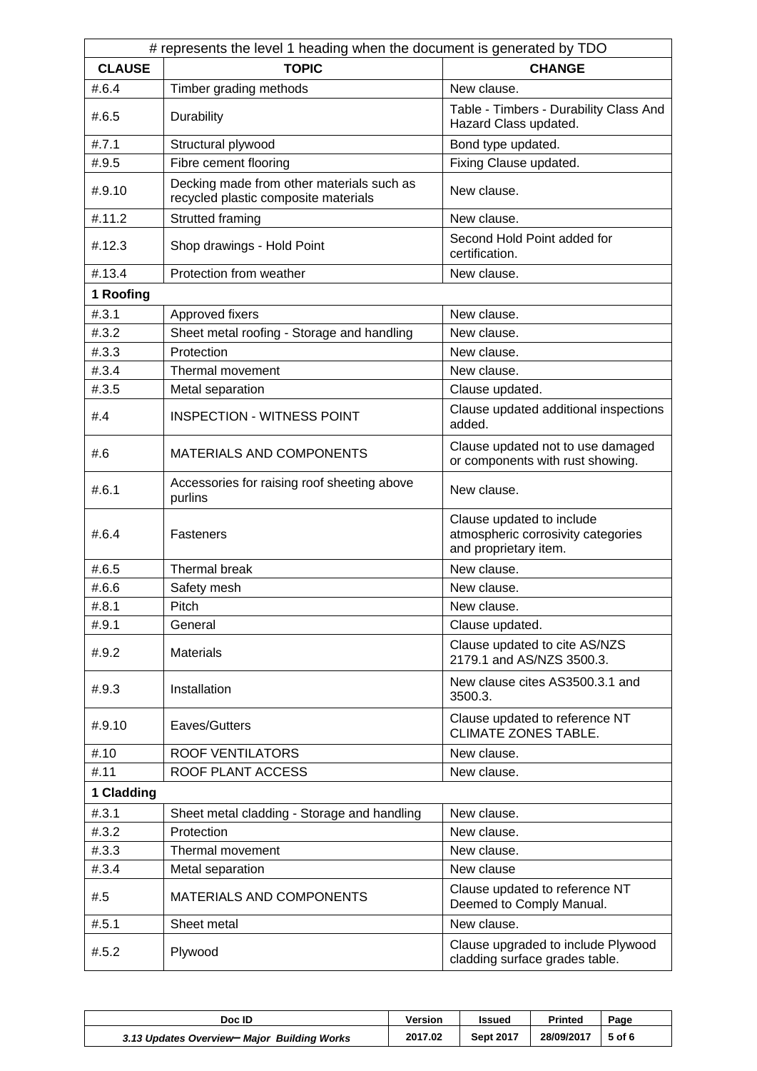| # represents the level 1 heading when the document is generated by TDO | | |
|---|---|---|
| **CLAUSE** | **TOPIC** | **CHANGE** |
| #.6.4 | Timber grading methods | New clause. |
| #.6.5 | Durability | Table - Timbers - Durability Class And Hazard Class updated. |
| #.7.1 | Structural plywood | Bond type updated. |
| #.9.5 | Fibre cement flooring | Fixing Clause updated. |
| #.9.10 | Decking made from other materials such as recycled plastic composite materials | New clause. |
| #.11.2 | Strutted framing | New clause. |
| #.12.3 | Shop drawings - Hold Point | Second Hold Point added for certification. |
| #.13.4 | Protection from weather | New clause. |
| **1 Roofing** | | |
| #.3.1 | Approved fixers | New clause. |
| #.3.2 | Sheet metal roofing - Storage and handling | New clause. |
| #.3.3 | Protection | New clause. |
| #.3.4 | Thermal movement | New clause. |
| #.3.5 | Metal separation | Clause updated. |
| #.4 | INSPECTION - WITNESS POINT | Clause updated additional inspections added. |
| #.6 | MATERIALS AND COMPONENTS | Clause updated not to use damaged or components with rust showing. |
| #.6.1 | Accessories for raising roof sheeting above purlins | New clause. |
| #.6.4 | Fasteners | Clause updated to include atmospheric corrosivity categories and proprietary item. |
| #.6.5 | Thermal break | New clause. |
| #.6.6 | Safety mesh | New clause. |
| #.8.1 | Pitch | New clause. |
| #.9.1 | General | Clause updated. |
| #.9.2 | Materials | Clause updated to cite AS/NZS 2179.1 and AS/NZS 3500.3. |
| #.9.3 | Installation | New clause cites AS3500.3.1 and 3500.3. |
| #.9.10 | Eaves/Gutters | Clause updated to reference NT CLIMATE ZONES TABLE. |
| #.10 | ROOF VENTILATORS | New clause. |
| #.11 | ROOF PLANT ACCESS | New clause. |
| **1 Cladding** | | |
| #.3.1 | Sheet metal cladding - Storage and handling | New clause. |
| #.3.2 | Protection | New clause. |
| #.3.3 | Thermal movement | New clause. |
| #.3.4 | Metal separation | New clause |
| #.5 | MATERIALS AND COMPONENTS | Clause updated to reference NT Deemed to Comply Manual. |
| #.5.1 | Sheet metal | New clause. |
| #.5.2 | Plywood | Clause upgraded to include Plywood cladding surface grades table. |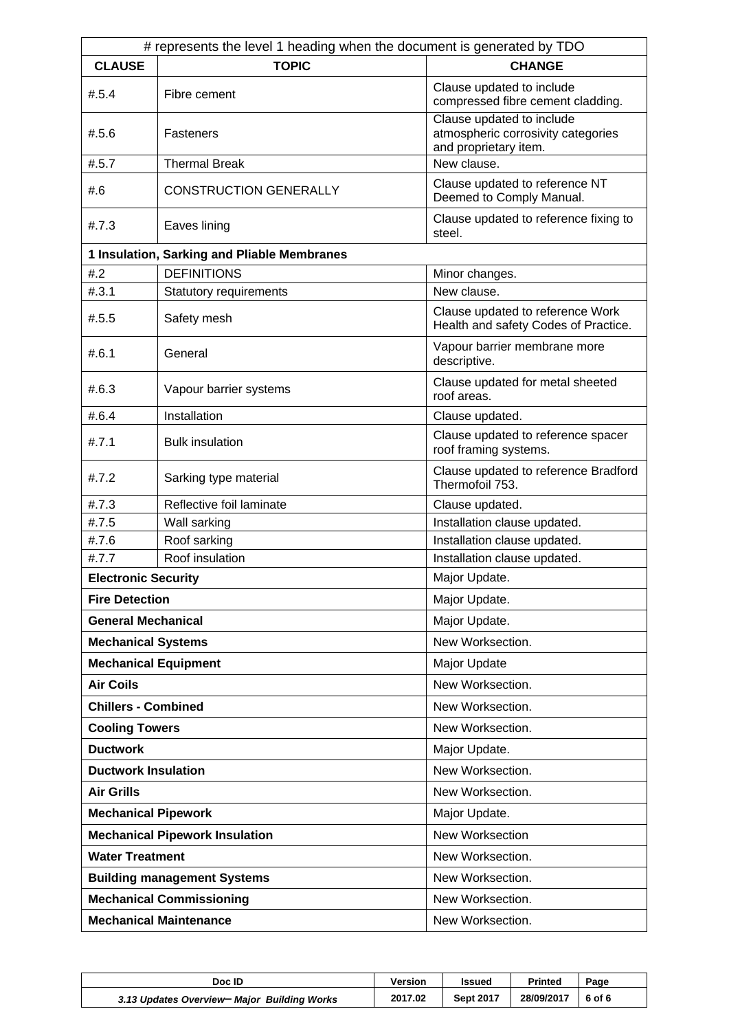| # represents the level 1 heading when the document is generated by TDO | | |
|---|---|---|
| **CLAUSE** | **TOPIC** | **CHANGE** |
| #.5.4 | Fibre cement | Clause updated to include compressed fibre cement cladding. |
| #.5.6 | Fasteners | Clause updated to include atmospheric corrosivity categories and proprietary item. |
| #.5.7 | Thermal Break | New clause. |
| #.6 | CONSTRUCTION GENERALLY | Clause updated to reference NT Deemed to Comply Manual. |
| #.7.3 | Eaves lining | Clause updated to reference fixing to steel. |
| **1 Insulation, Sarking and Pliable Membranes** | | |
| #.2 | DEFINITIONS | Minor changes. |
| #.3.1 | Statutory requirements | New clause. |
| #.5.5 | Safety mesh | Clause updated to reference Work Health and safety Codes of Practice. |
| #.6.1 | General | Vapour barrier membrane more descriptive. |
| #.6.3 | Vapour barrier systems | Clause updated for metal sheeted roof areas. |
| #.6.4 | Installation | Clause updated. |
| #.7.1 | Bulk insulation | Clause updated to reference spacer roof framing systems. |
| #.7.2 | Sarking type material | Clause updated to reference Bradford Thermofoil 753. |
| #.7.3 | Reflective foil laminate | Clause updated. |
| #.7.5 | Wall sarking | Installation clause updated. |
| #.7.6 | Roof sarking | Installation clause updated. |
| #.7.7 | Roof insulation | Installation clause updated. |
| **Electronic Security** | | Major Update. |
| **Fire Detection** | | Major Update. |
| **General Mechanical** | | Major Update. |
| **Mechanical Systems** | | New Worksection. |
| **Mechanical Equipment** | | Major Update |
| **Air Coils** | | New Worksection. |
| **Chillers - Combined** | | New Worksection. |
| **Cooling Towers** | | New Worksection. |
| **Ductwork** | | Major Update. |
| **Ductwork Insulation** | | New Worksection. |
| **Air Grills** | | New Worksection. |
| **Mechanical Pipework** | | Major Update. |
| **Mechanical Pipework Insulation** | | New Worksection |
| **Water Treatment** | | New Worksection. |
| **Building management Systems** | | New Worksection. |
| **Mechanical Commissioning** | | New Worksection. |
| **Mechanical Maintenance** | | New Worksection. |